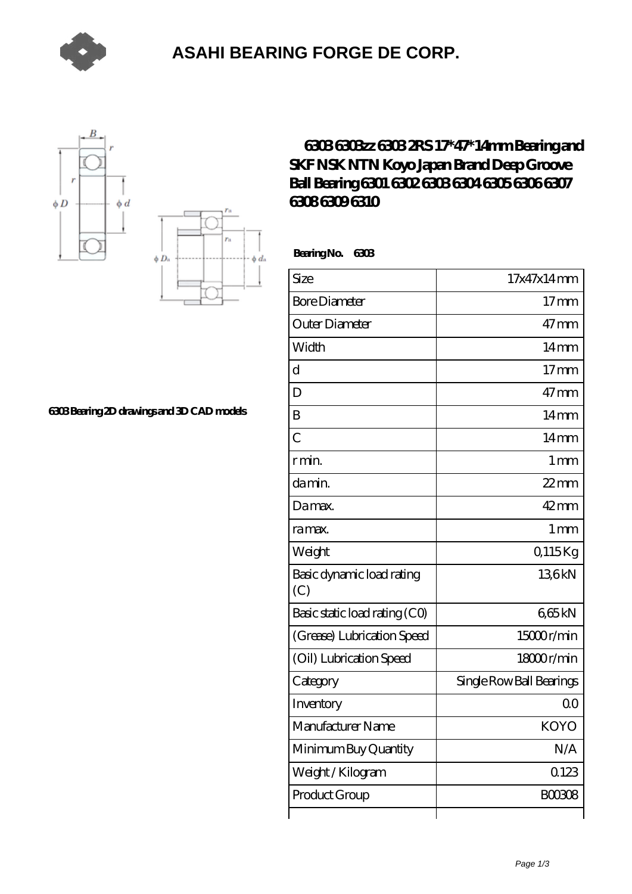# ASAHI BEARING FORGE DE CORP.

## 6303 6303zz 6303 2RS 17*47*14mm Bearing and SKF NSK NTN Koyo Japan Brand Deep Groove Ball Bearing 6301 6302 6303 6304 6305 6306 6307 6308 6309 6310

6303 Bearing 2D drawings and 3D CAD models

**Bearing No. 6303**

| Size | 17x47x14 mm |
|---|---|
| Bore Diameter | 17 mm |
| Outer Diameter | 47 mm |
| Width | 14 mm |
| d | 17 mm |
| D | 47 mm |
| B | 14 mm |
| C | 14 mm |
| r min. | 1 mm |
| da min. | 22 mm |
| Da max. | 42 mm |
| ra max. | 1 mm |
| Weight | 0,115 Kg |
| Basic dynamic load rating (C) | 13,6 kN |
| Basic static load rating (C0) | 6,65 kN |
| (Grease) Lubrication Speed | 15000 r/min |
| (Oil) Lubrication Speed | 18000 r/min |
| Category | Single Row Ball Bearings |
| Inventory | 0.0 |
| Manufacturer Name | KOYO |
| Minimum Buy Quantity | N/A |
| Weight / Kilogram | 0.123 |
| Product Group | B00308 |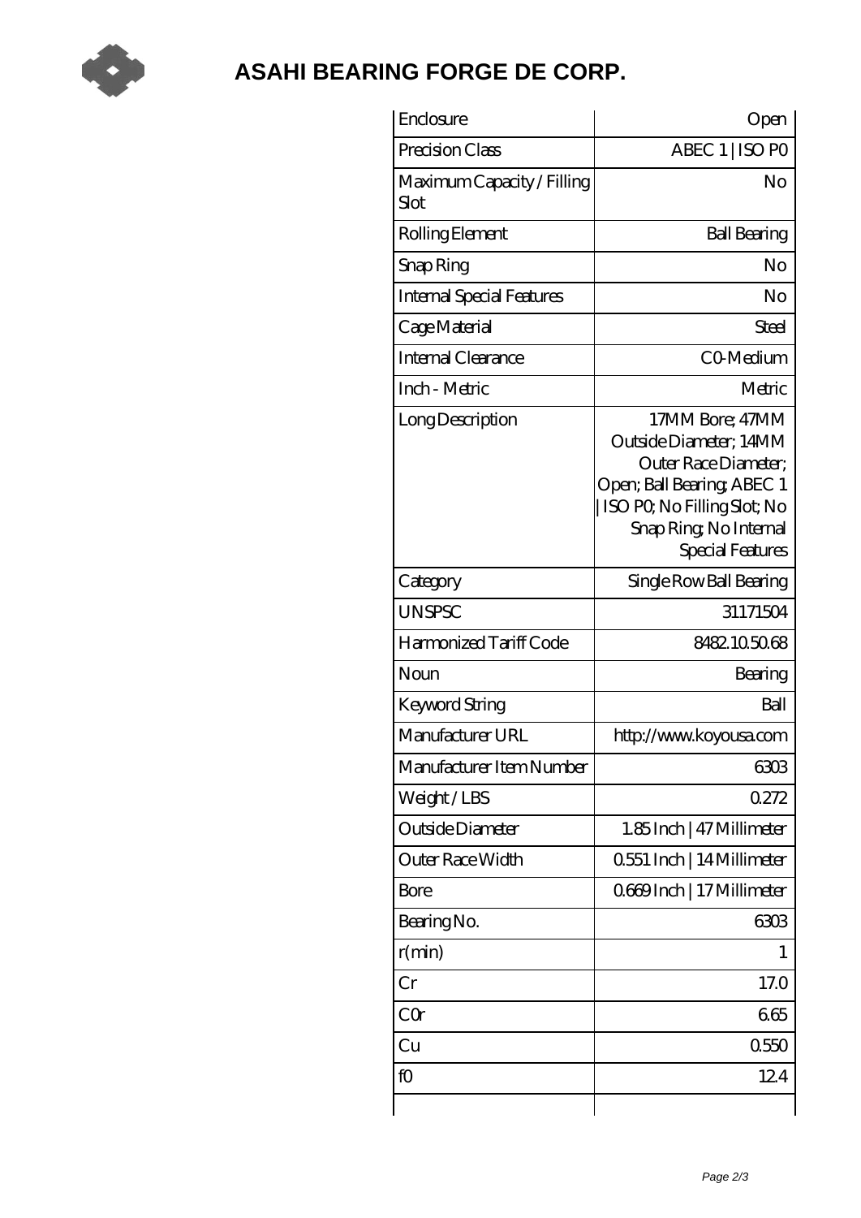# ASAHI BEARING FORGE DE CORP.

| | |
|---|---|
| Enclosure | Open |
| Precision Class | ABEC 1 \| ISO P0 |
| Maximum Capacity / Filling Slot | No |
| Rolling Element | Ball Bearing |
| Snap Ring | No |
| Internal Special Features | No |
| Cage Material | Steel |
| Internal Clearance | C0-Medium |
| Inch - Metric | Metric |
| Long Description | 17MM Bore; 47MM Outside Diameter; 14MM Outer Race Diameter; Open; Ball Bearing; ABEC 1 \| ISO P0; No Filling Slot; No Snap Ring; No Internal Special Features |
| Category | Single Row Ball Bearing |
| UNSPSC | 31171504 |
| Harmonized Tariff Code | 8482.10.50.68 |
| Noun | Bearing |
| Keyword String | Ball |
| Manufacturer URL | http://www.koyousa.com |
| Manufacturer Item Number | 6303 |
| Weight / LBS | 0.272 |
| Outside Diameter | 1.85 Inch \| 47 Millimeter |
| Outer Race Width | 0.551 Inch \| 14 Millimeter |
| Bore | 0.669 Inch \| 17 Millimeter |
| Bearing No. | 6303 |
| r(min) | 1 |
| Cr | 17.0 |
| C0r | 6.65 |
| Cu | 0.550 |
| f0 | 12.4 |
| | |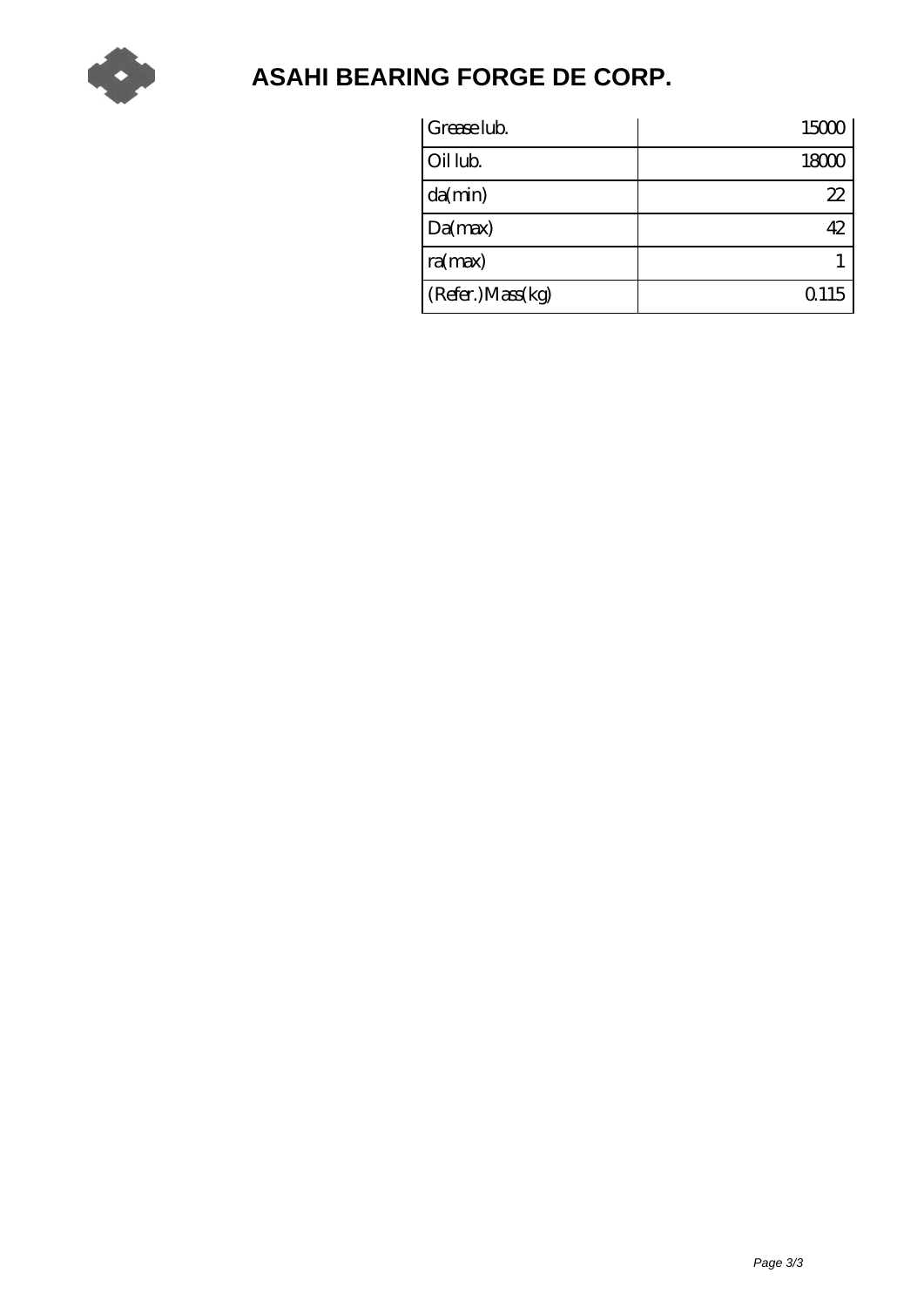# ASAHI BEARING FORGE DE CORP.

| | |
|---|---|
| Grease lub. | 15000 |
| Oil lub. | 18000 |
| da(min) | 22 |
| Da(max) | 42 |
| ra(max) | 1 |
| (Refer.)Mass(kg) | 0.115 |